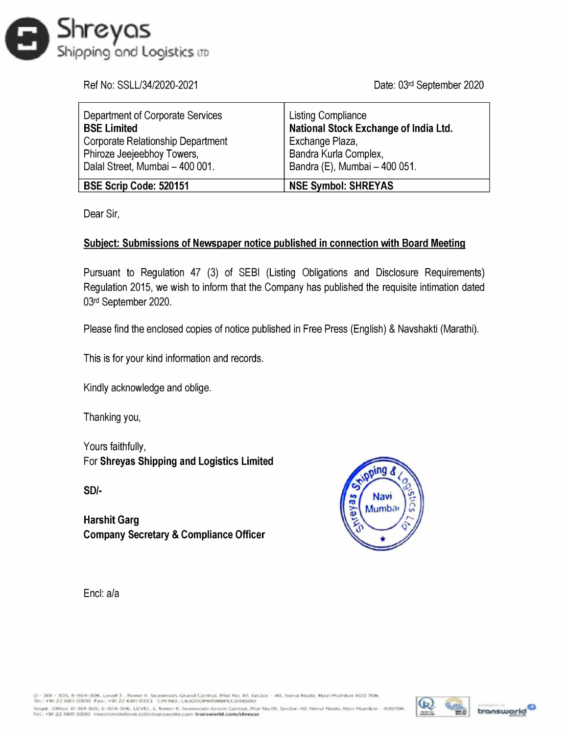Ref No: SSLL/34/2020-2021

Date: 03rd September 2020

| Department of Corporate Services<br>**BSE Limited**<br>Corporate Relationship Department<br>Phiroze Jeejeebhoy Towers,<br>Dalal Street, Mumbai – 400 001. | Listing Compliance<br>**National Stock Exchange of India Ltd.**<br>Exchange Plaza,<br>Bandra Kurla Complex,<br>Bandra (E), Mumbai – 400 051. |
|---|---|
| **BSE Scrip Code: 520151** | **NSE Symbol: SHREYAS** |

Dear Sir,

**Subject: Submissions of Newspaper notice published in connection with Board Meeting**

Pursuant to Regulation 47 (3) of SEBI (Listing Obligations and Disclosure Requirements) Regulation 2015, we wish to inform that the Company has published the requisite intimation dated 03rd September 2020.

Please find the enclosed copies of notice published in Free Press (English) & Navshakti (Marathi).

This is for your kind information and records.

Kindly acknowledge and oblige.

Thanking you,

Yours faithfully,
For **Shreyas Shipping and Logistics Limited**

**SD/-**

**Harshit Garg**
**Company Secretary & Compliance Officer**

Encl: a/a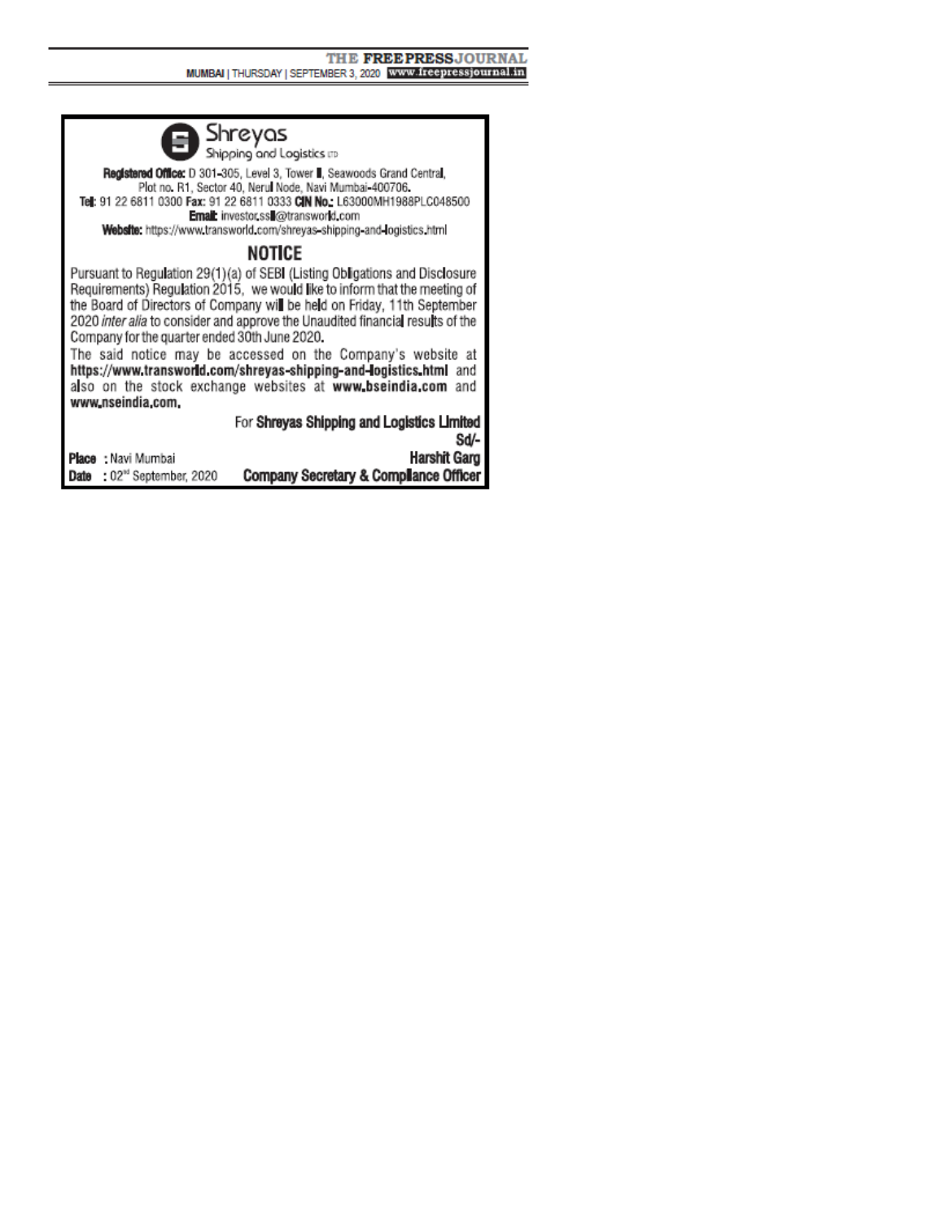**Shreyas**
Shipping and Logistics LTD

**Registered Office:** D 301-305, Level 3, Tower II, Seawoods Grand Central, Plot no. R1, Sector 40, Nerul Node, Navi Mumbai-400706.
**Tel:** 91 22 6811 0300 **Fax:** 91 22 6811 0333 **CIN No.:** L63000MH1988PLC048500
**Email:** investor.ssll@transworld.com
**Website:** https://www.transworld.com/shreyas-shipping-and-logistics.html

# NOTICE

Pursuant to Regulation 29(1)(a) of SEBI (Listing Obligations and Disclosure Requirements) Regulation 2015, we would like to inform that the meeting of the Board of Directors of Company will be held on Friday, 11th September 2020 *inter alia* to consider and approve the Unaudited financial results of the Company for the quarter ended 30th June 2020.

The said notice may be accessed on the Company's website at **https://www.transworld.com/shreyas-shipping-and-logistics.html** and also on the stock exchange websites at **www.bseindia.com** and **www.nseindia.com.**

For **Shreyas Shipping and Logistics Limited**
Sd/-
**Harshit Garg**
**Company Secretary & Compliance Officer**

**Place** : Navi Mumbai
**Date** : 02nd September, 2020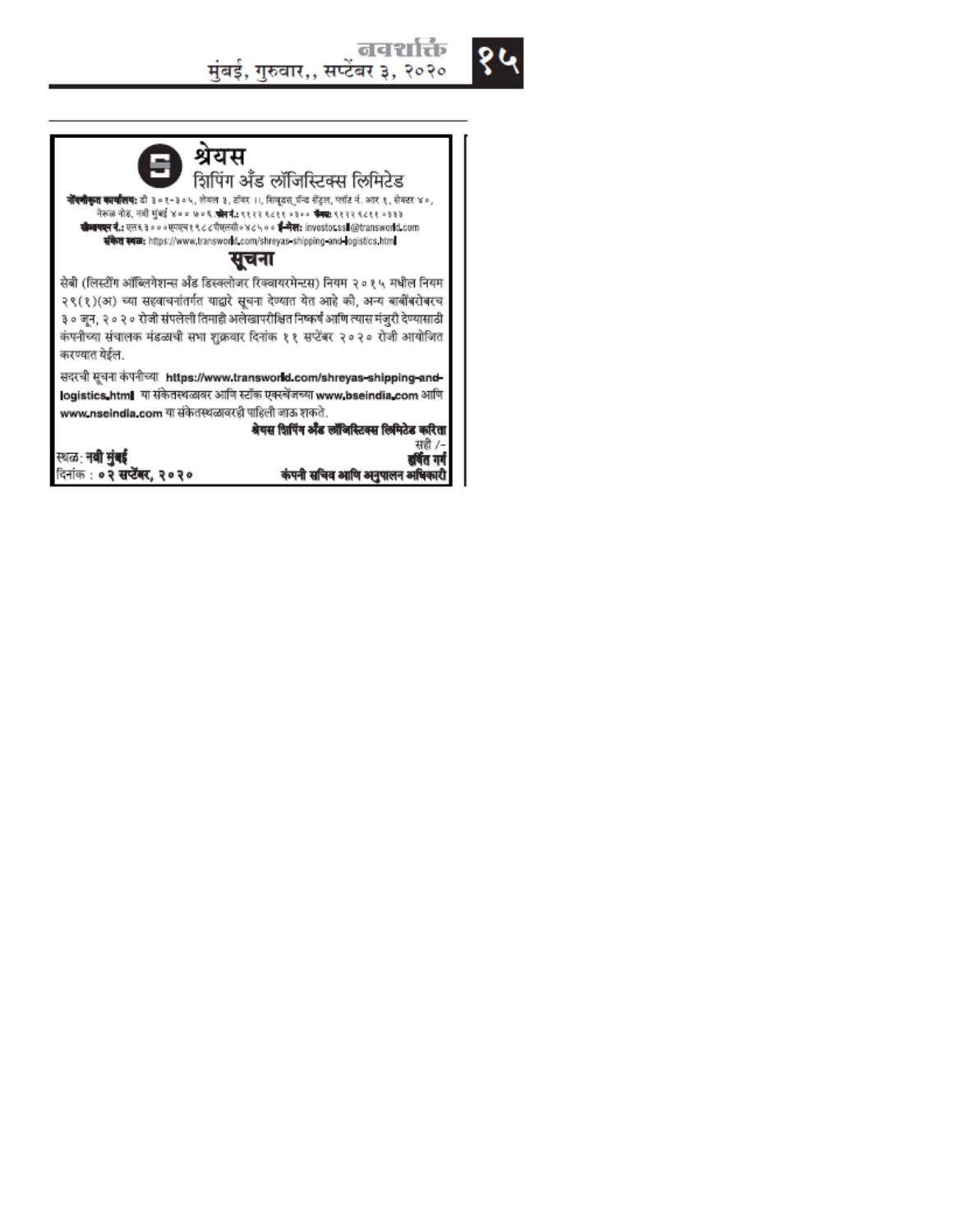# श्रेयस

## शिपिंग अँड लॉजिस्टिक्स लिमिटेड

**नोंदणीकृत कार्यालय:** डी ३०१-३०५, लेवल ३, टॉवर II, सिवूडस् ग्रँड सेंट्रल, प्लॉट नं. आर १, सेक्टर ४०, नेरूळ नोड, नवी मुंबई ४०० ७०६. **फोन नं.:** ९१२२ ६८११ ०३०० **फॅक्स:** ९१२२ ६८११ ०३३३
**सीआयएन नं.:** एल६३०००एमएच१९८८पीएलसी०४८५०० **ई-मेल:** investor.ssll@transworld.com
**संकेत स्थळ:** https://www.transworld.com/shreyas-shipping-and-logistics.html

## सूचना

सेबी (लिस्टींग ऑब्लिगेशन्स अँड डिस्क्लोजर रिक्वायरमेन्ट्स) नियम २०१५ मधील नियम २९(१)(अ) च्या सहवाचनांतर्गत याद्वारे सूचना देण्यात येत आहे की, अन्य बाबींबरोबरच ३० जून, २०२० रोजी संपलेली तिमाही अलेखापरीक्षित निष्कर्ष आणि त्यास मंजुरी देण्यासाठी कंपनीच्या संचालक मंडळाची सभा शुक्रवार दिनांक ११ सप्टेंबर २०२० रोजी आयोजित करण्यात येईल.

सदरची सूचना कंपनीच्या **https://www.transworld.com/shreyas-shipping-and-logistics.html** या संकेतस्थळावर आणि स्टॉक एक्स्चेंजच्या **www.bseindia.com** आणि **www.nseindia.com** या संकेतस्थळावरही पाहिली जाऊ शकते.

**श्रेयस शिपिंग अँड लॉजिस्टिक्स लिमिटेड करिता**
सही /-

स्थळ: **नवी मुंबई** — **हर्षित गर्ग**
दिनांक : **०२ सप्टेंबर, २०२०** — **कंपनी सचिव आणि अनुपालन अधिकारी**